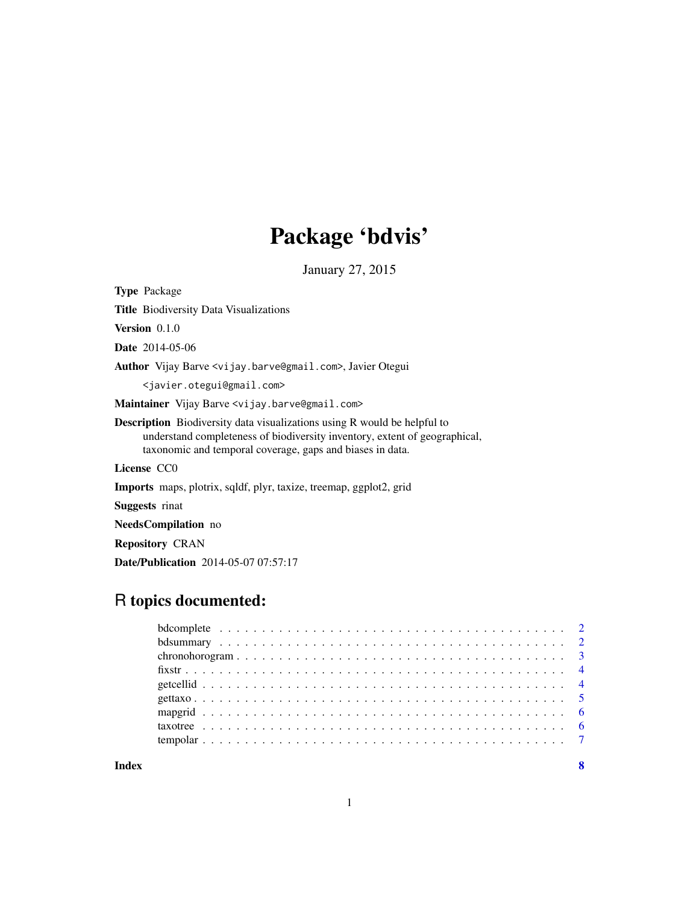# Package 'bdvis'

January 27, 2015

**Type** Package

**Title** Biodiversity Data Visualizations

**Version** 0.1.0

**Date** 2014-05-06

**Author** Vijay Barve <vijay.barve@gmail.com>, Javier Otegui <javier.otegui@gmail.com>

**Maintainer** Vijay Barve <vijay.barve@gmail.com>

**Description** Biodiversity data visualizations using R would be helpful to understand completeness of biodiversity inventory, extent of geographical, taxonomic and temporal coverage, gaps and biases in data.

**License** CC0

**Imports** maps, plotrix, sqldf, plyr, taxize, treemap, ggplot2, grid

**Suggests** rinat

**NeedsCompilation** no

**Repository** CRAN

**Date/Publication** 2014-05-07 07:57:17

## R topics documented:

- bdcomplete . . . . . . . . . . . . . . . . . . . . . . . . . . . . . . . . . . . . . . . . 2
- bdsummary . . . . . . . . . . . . . . . . . . . . . . . . . . . . . . . . . . . . . . . . 2
- chronohorogram . . . . . . . . . . . . . . . . . . . . . . . . . . . . . . . . . . . . . . 3
- fixstr . . . . . . . . . . . . . . . . . . . . . . . . . . . . . . . . . . . . . . . . . . . 4
- getcellid . . . . . . . . . . . . . . . . . . . . . . . . . . . . . . . . . . . . . . . . . 4
- gettaxo . . . . . . . . . . . . . . . . . . . . . . . . . . . . . . . . . . . . . . . . . . 5
- mapgrid . . . . . . . . . . . . . . . . . . . . . . . . . . . . . . . . . . . . . . . . . . 6
- taxotree . . . . . . . . . . . . . . . . . . . . . . . . . . . . . . . . . . . . . . . . . 6
- tempolar . . . . . . . . . . . . . . . . . . . . . . . . . . . . . . . . . . . . . . . . . 7

**Index** 8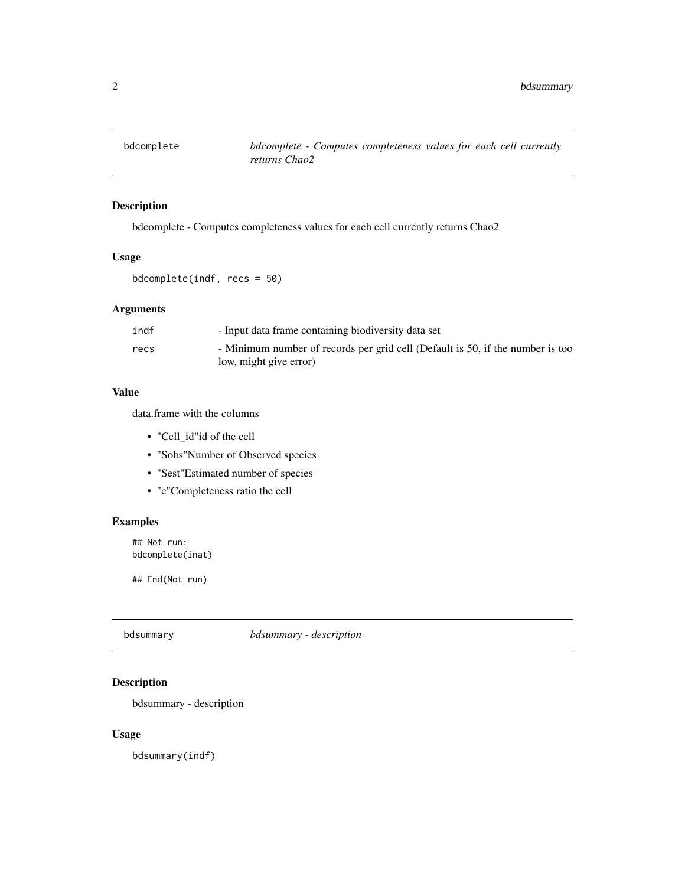## bdcomplete — *bdcomplete - Computes completeness values for each cell currently returns Chao2*

### Description

bdcomplete - Computes completeness values for each cell currently returns Chao2

### Usage

```
bdcomplete(indf, recs = 50)
```

### Arguments

| | |
|---|---|
| indf | - Input data frame containing biodiversity data set |
| recs | - Minimum number of records per grid cell (Default is 50, if the number is too low, might give error) |

### Value

data.frame with the columns

- "Cell_id"id of the cell
- "Sobs"Number of Observed species
- "Sest"Estimated number of species
- "c"Completeness ratio the cell

### Examples

```
## Not run:
bdcomplete(inat)

## End(Not run)
```

## bdsummary — *bdsummary - description*

### Description

bdsummary - description

### Usage

```
bdsummary(indf)
```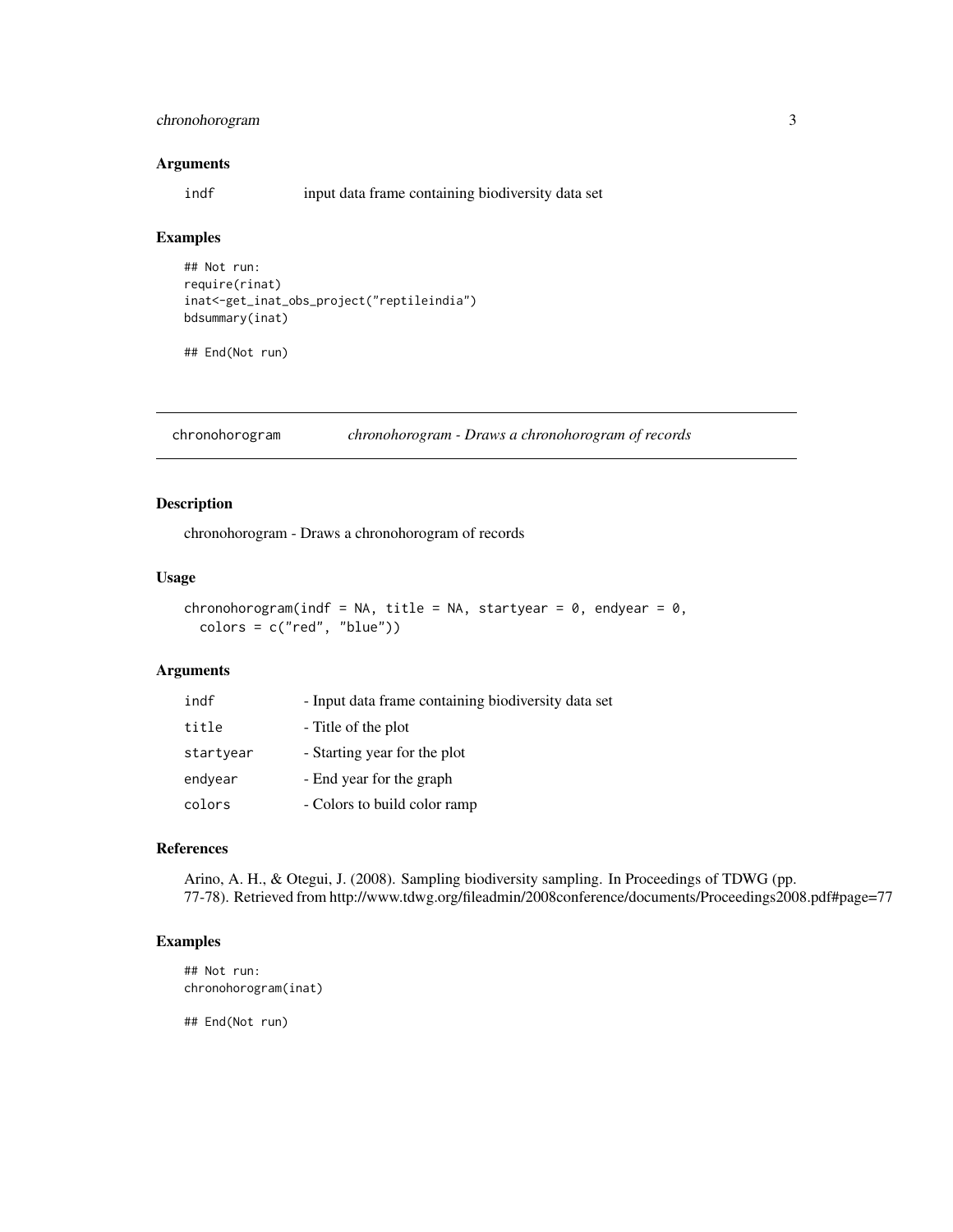### Arguments

| | |
|---|---|
| indf | input data frame containing biodiversity data set |

### Examples

```
## Not run:
require(rinat)
inat<-get_inat_obs_project("reptileindia")
bdsummary(inat)

## End(Not run)
```

---

## chronohorogram — *chronohorogram - Draws a chronohorogram of records*

### Description

chronohorogram - Draws a chronohorogram of records

### Usage

```
chronohorogram(indf = NA, title = NA, startyear = 0, endyear = 0,
  colors = c("red", "blue"))
```

### Arguments

| | |
|---|---|
| indf | - Input data frame containing biodiversity data set |
| title | - Title of the plot |
| startyear | - Starting year for the plot |
| endyear | - End year for the graph |
| colors | - Colors to build color ramp |

### References

Arino, A. H., & Otegui, J. (2008). Sampling biodiversity sampling. In Proceedings of TDWG (pp. 77-78). Retrieved from http://www.tdwg.org/fileadmin/2008conference/documents/Proceedings2008.pdf#page=77

### Examples

```
## Not run:
chronohorogram(inat)

## End(Not run)
```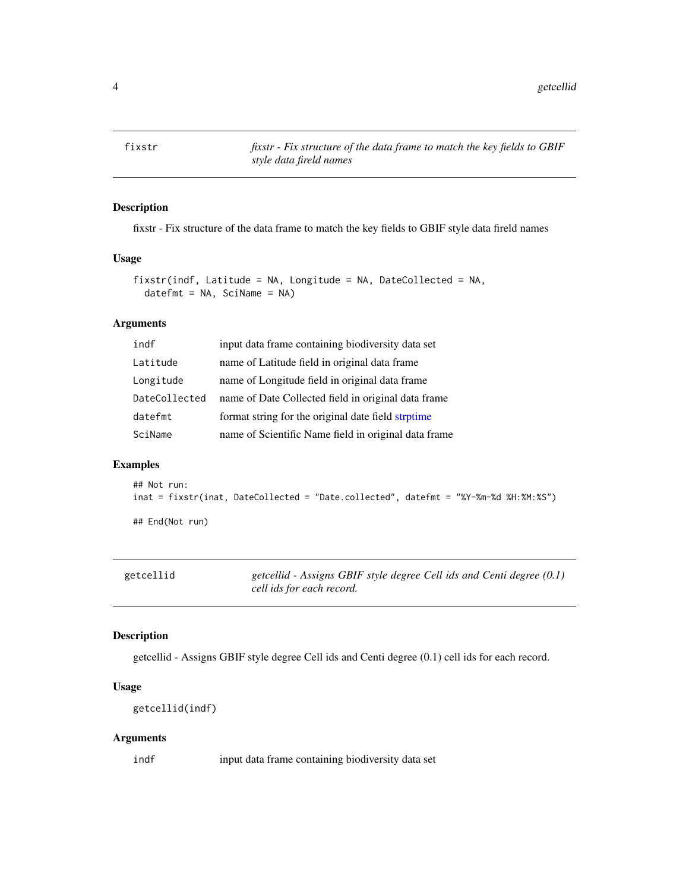## fixstr — *fixstr - Fix structure of the data frame to match the key fields to GBIF style data fireld names*

### Description

fixstr - Fix structure of the data frame to match the key fields to GBIF style data fireld names

### Usage

```
fixstr(indf, Latitude = NA, Longitude = NA, DateCollected = NA,
  datefmt = NA, SciName = NA)
```

### Arguments

| | |
|---|---|
| `indf` | input data frame containing biodiversity data set |
| `Latitude` | name of Latitude field in original data frame |
| `Longitude` | name of Longitude field in original data frame |
| `DateCollected` | name of Date Collected field in original data frame |
| `datefmt` | format string for the original date field strptime |
| `SciName` | name of Scientific Name field in original data frame |

### Examples

```
## Not run:
inat = fixstr(inat, DateCollected = "Date.collected", datefmt = "%Y-%m-%d %H:%M:%S")

## End(Not run)
```

## getcellid — *getcellid - Assigns GBIF style degree Cell ids and Centi degree (0.1) cell ids for each record.*

### Description

getcellid - Assigns GBIF style degree Cell ids and Centi degree (0.1) cell ids for each record.

### Usage

```
getcellid(indf)
```

### Arguments

| | |
|---|---|
| `indf` | input data frame containing biodiversity data set |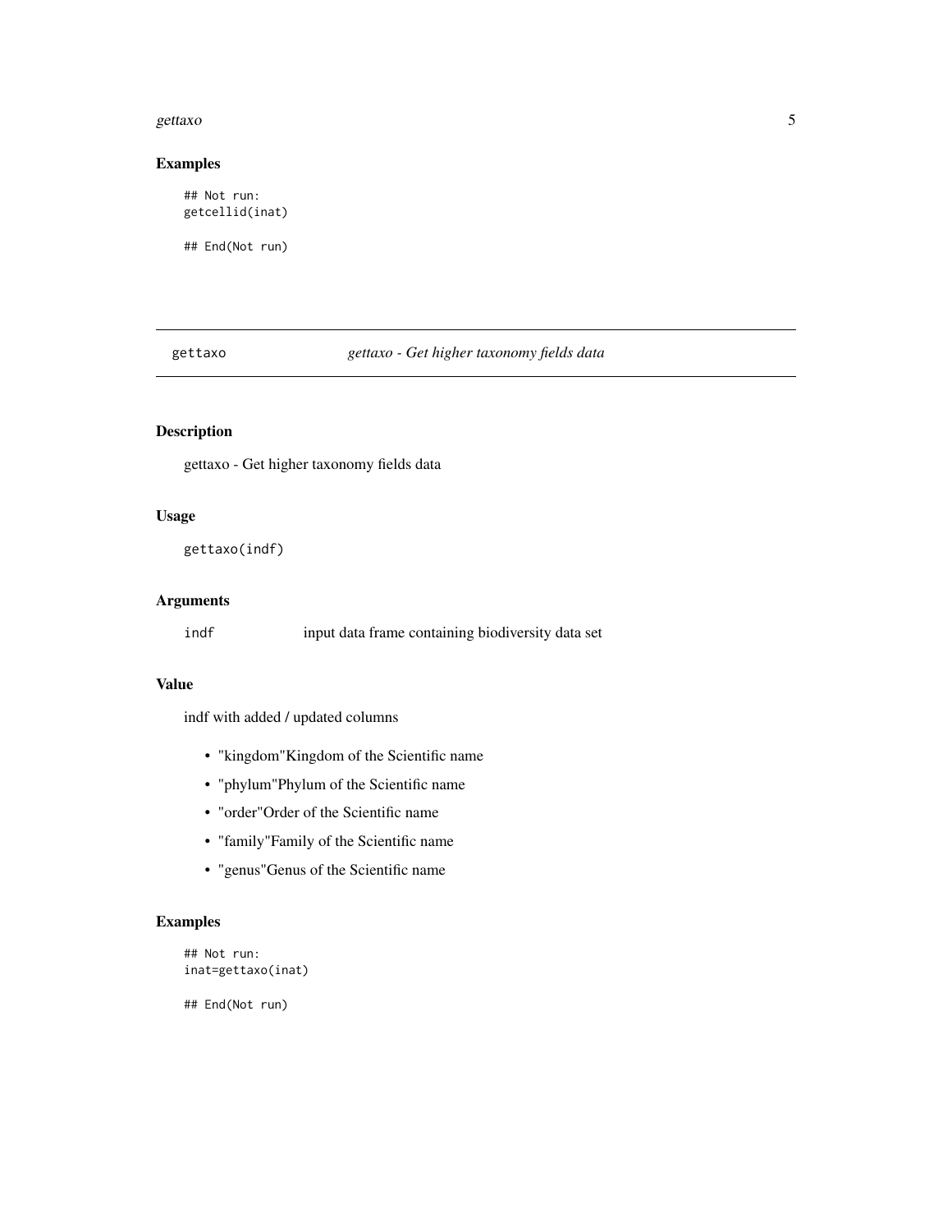## Examples

```
## Not run:
getcellid(inat)

## End(Not run)
```

---

# gettaxo *gettaxo - Get higher taxonomy fields data*

---

## Description

gettaxo - Get higher taxonomy fields data

## Usage

```
gettaxo(indf)
```

## Arguments

| | |
|---|---|
| indf | input data frame containing biodiversity data set |

## Value

indf with added / updated columns

- "kingdom"Kingdom of the Scientific name
- "phylum"Phylum of the Scientific name
- "order"Order of the Scientific name
- "family"Family of the Scientific name
- "genus"Genus of the Scientific name

## Examples

```
## Not run:
inat=gettaxo(inat)

## End(Not run)
```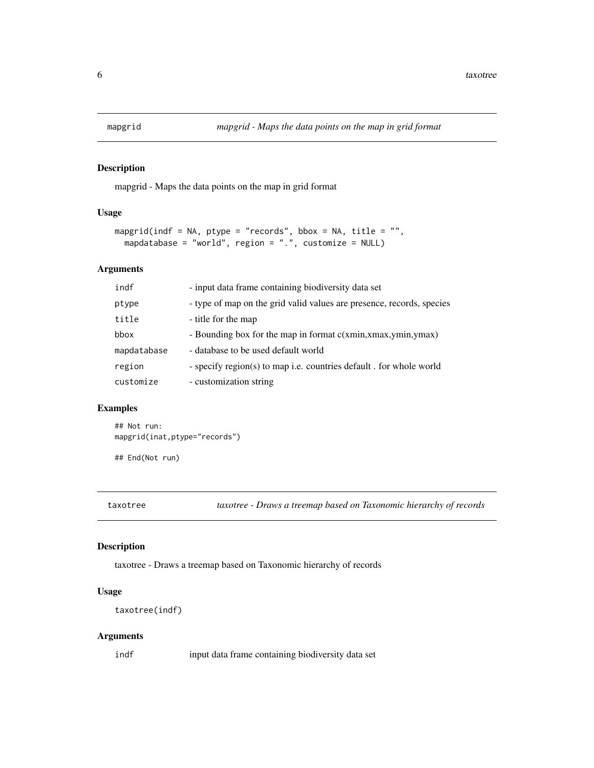## mapgrid — *mapgrid - Maps the data points on the map in grid format*

### Description

mapgrid - Maps the data points on the map in grid format

### Usage

```
mapgrid(indf = NA, ptype = "records", bbox = NA, title = "",
  mapdatabase = "world", region = ".", customize = NULL)
```

### Arguments

| | |
|---|---|
| indf | - input data frame containing biodiversity data set |
| ptype | - type of map on the grid valid values are presence, records, species |
| title | - title for the map |
| bbox | - Bounding box for the map in format c(xmin,xmax,ymin,ymax) |
| mapdatabase | - database to be used default world |
| region | - specify region(s) to map i.e. countries default . for whole world |
| customize | - customization string |

### Examples

```
## Not run:
mapgrid(inat,ptype="records")

## End(Not run)
```

## taxotree — *taxotree - Draws a treemap based on Taxonomic hierarchy of records*

### Description

taxotree - Draws a treemap based on Taxonomic hierarchy of records

### Usage

```
taxotree(indf)
```

### Arguments

| | |
|---|---|
| indf | input data frame containing biodiversity data set |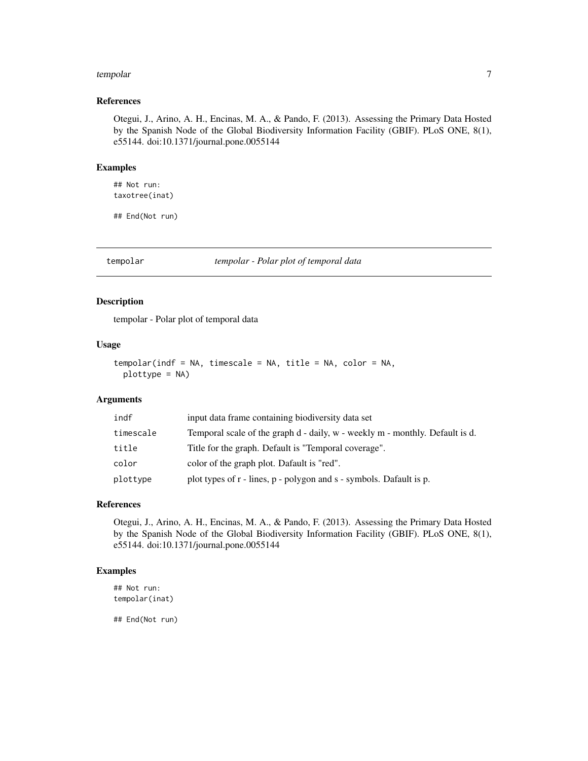### References

Otegui, J., Arino, A. H., Encinas, M. A., & Pando, F. (2013). Assessing the Primary Data Hosted by the Spanish Node of the Global Biodiversity Information Facility (GBIF). PLoS ONE, 8(1), e55144. doi:10.1371/journal.pone.0055144

### Examples

```
## Not run:
taxotree(inat)

## End(Not run)
```

---

## tempolar *tempolar - Polar plot of temporal data*

---

### Description

tempolar - Polar plot of temporal data

### Usage

```
tempolar(indf = NA, timescale = NA, title = NA, color = NA,
  plottype = NA)
```

### Arguments

| | |
|---|---|
| indf | input data frame containing biodiversity data set |
| timescale | Temporal scale of the graph d - daily, w - weekly m - monthly. Default is d. |
| title | Title for the graph. Default is "Temporal coverage". |
| color | color of the graph plot. Dafault is "red". |
| plottype | plot types of r - lines, p - polygon and s - symbols. Dafault is p. |

### References

Otegui, J., Arino, A. H., Encinas, M. A., & Pando, F. (2013). Assessing the Primary Data Hosted by the Spanish Node of the Global Biodiversity Information Facility (GBIF). PLoS ONE, 8(1), e55144. doi:10.1371/journal.pone.0055144

### Examples

```
## Not run:
tempolar(inat)

## End(Not run)
```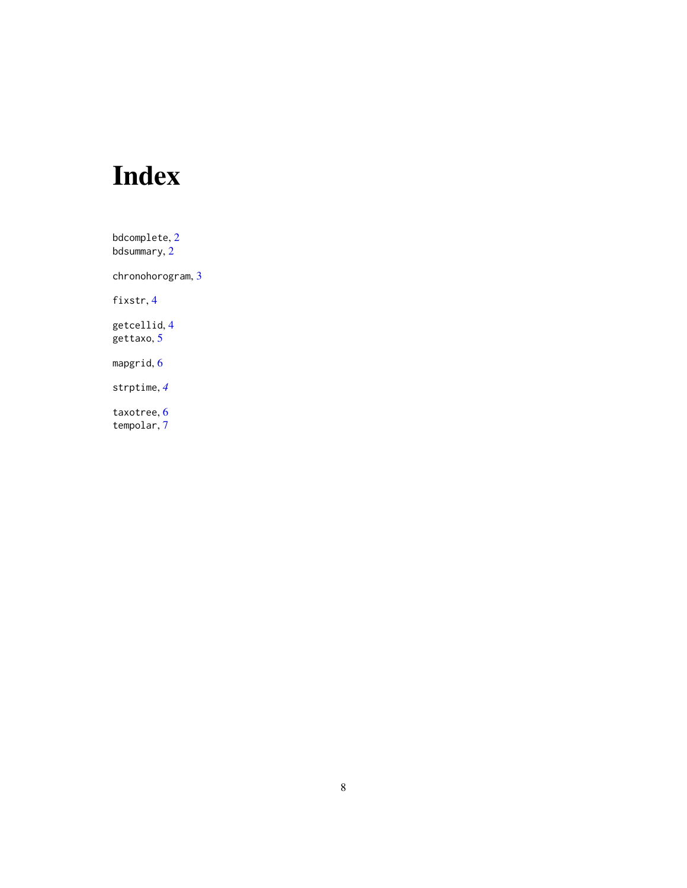# Index

bdcomplete, 2
bdsummary, 2

chronohorogram, 3

fixstr, 4

getcellid, 4
gettaxo, 5

mapgrid, 6

strptime, *4*

taxotree, 6
tempolar, 7